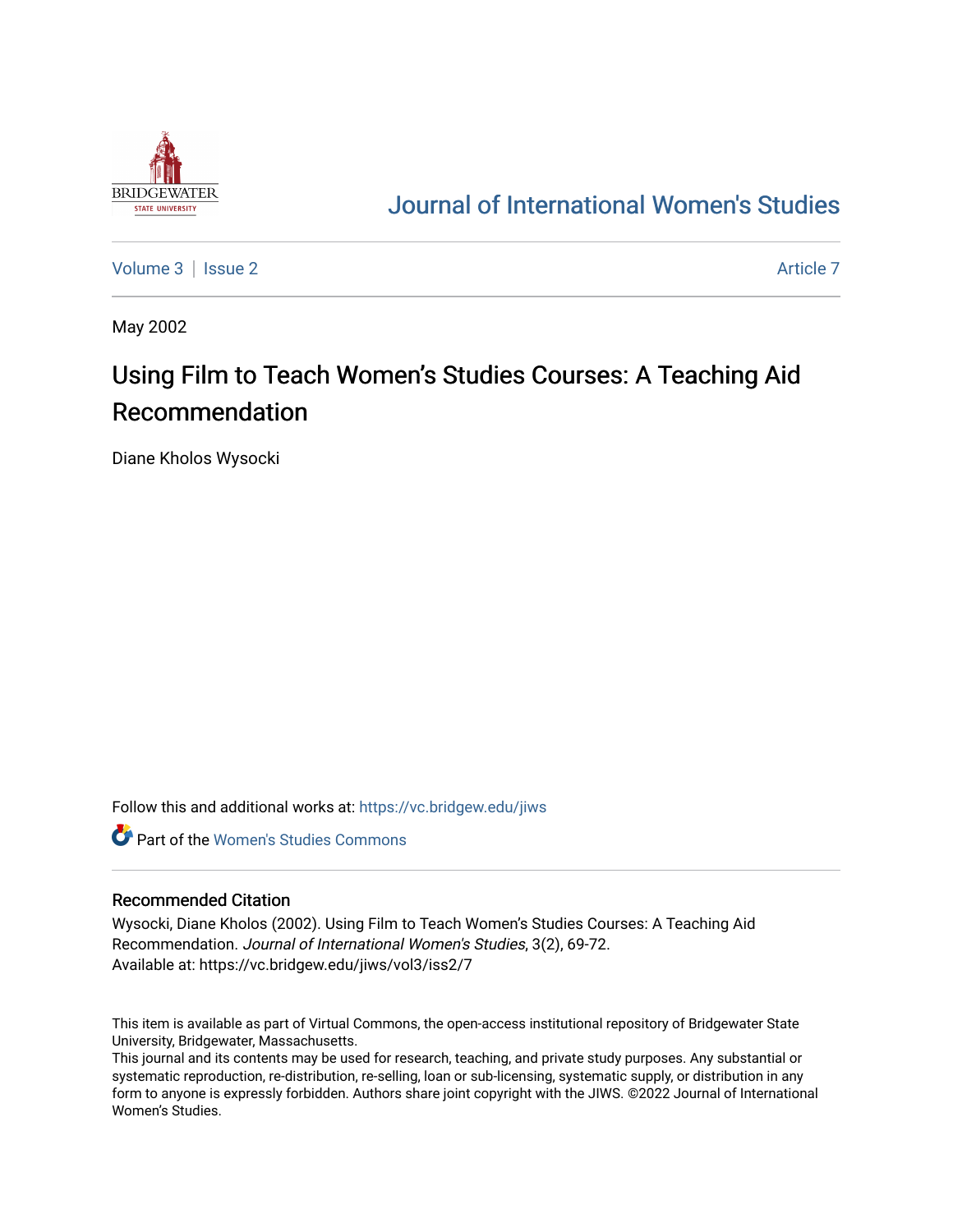# Journal of International Women's Studies

Volume 3 | Issue 2 | Article 7

May 2002

# Using Film to Teach Women's Studies Courses: A Teaching Aid Recommendation

Diane Kholos Wysocki

Follow this and additional works at: https://vc.bridgew.edu/jiws

Part of the Women's Studies Commons

## Recommended Citation

Wysocki, Diane Kholos (2002). Using Film to Teach Women's Studies Courses: A Teaching Aid Recommendation. *Journal of International Women's Studies*, 3(2), 69-72.
Available at: https://vc.bridgew.edu/jiws/vol3/iss2/7

This item is available as part of Virtual Commons, the open-access institutional repository of Bridgewater State University, Bridgewater, Massachusetts.
This journal and its contents may be used for research, teaching, and private study purposes. Any substantial or systematic reproduction, re-distribution, re-selling, loan or sub-licensing, systematic supply, or distribution in any form to anyone is expressly forbidden. Authors share joint copyright with the JIWS. ©2022 Journal of International Women's Studies.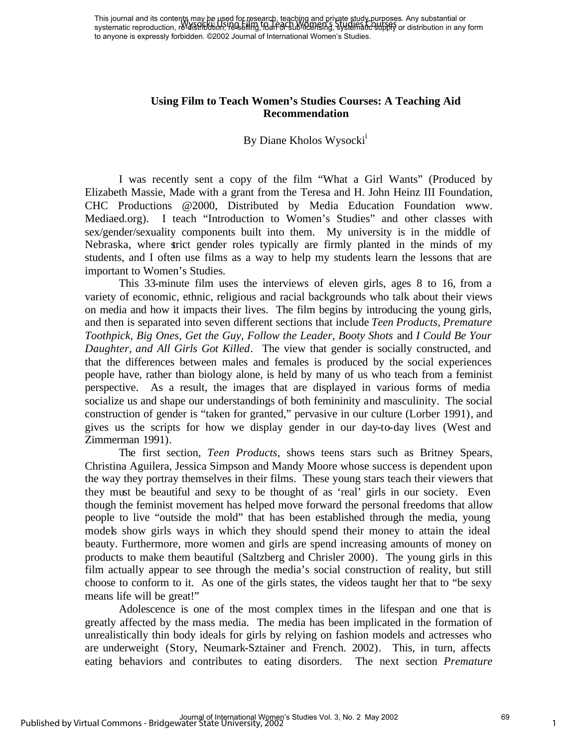# Using Film to Teach Women's Studies Courses: A Teaching Aid Recommendation

By Diane Kholos Wysocki[i]

I was recently sent a copy of the film "What a Girl Wants" (Produced by Elizabeth Massie, Made with a grant from the Teresa and H. John Heinz III Foundation, CHC Productions @2000, Distributed by Media Education Foundation www. Mediaed.org). I teach "Introduction to Women's Studies" and other classes with sex/gender/sexuality components built into them. My university is in the middle of Nebraska, where strict gender roles typically are firmly planted in the minds of my students, and I often use films as a way to help my students learn the lessons that are important to Women's Studies.

This 33-minute film uses the interviews of eleven girls, ages 8 to 16, from a variety of economic, ethnic, religious and racial backgrounds who talk about their views on media and how it impacts their lives. The film begins by introducing the young girls, and then is separated into seven different sections that include *Teen Products, Premature Toothpick, Big Ones, Get the Guy, Follow the Leader, Booty Shots* and *I Could Be Your Daughter, and All Girls Got Killed*. The view that gender is socially constructed, and that the differences between males and females is produced by the social experiences people have, rather than biology alone, is held by many of us who teach from a feminist perspective. As a result, the images that are displayed in various forms of media socialize us and shape our understandings of both femininity and masculinity. The social construction of gender is "taken for granted," pervasive in our culture (Lorber 1991), and gives us the scripts for how we display gender in our day-to-day lives (West and Zimmerman 1991).

The first section, *Teen Products,* shows teens stars such as Britney Spears, Christina Aguilera, Jessica Simpson and Mandy Moore whose success is dependent upon the way they portray themselves in their films. These young stars teach their viewers that they must be beautiful and sexy to be thought of as 'real' girls in our society. Even though the feminist movement has helped move forward the personal freedoms that allow people to live "outside the mold" that has been established through the media, young models show girls ways in which they should spend their money to attain the ideal beauty. Furthermore, more women and girls are spend increasing amounts of money on products to make them beautiful (Saltzberg and Chrisler 2000). The young girls in this film actually appear to see through the media's social construction of reality, but still choose to conform to it. As one of the girls states, the videos taught her that to "be sexy means life will be great!"

Adolescence is one of the most complex times in the lifespan and one that is greatly affected by the mass media. The media has been implicated in the formation of unrealistically thin body ideals for girls by relying on fashion models and actresses who are underweight (Story, Neumark-Sztainer and French. 2002). This, in turn, affects eating behaviors and contributes to eating disorders. The next section *Premature*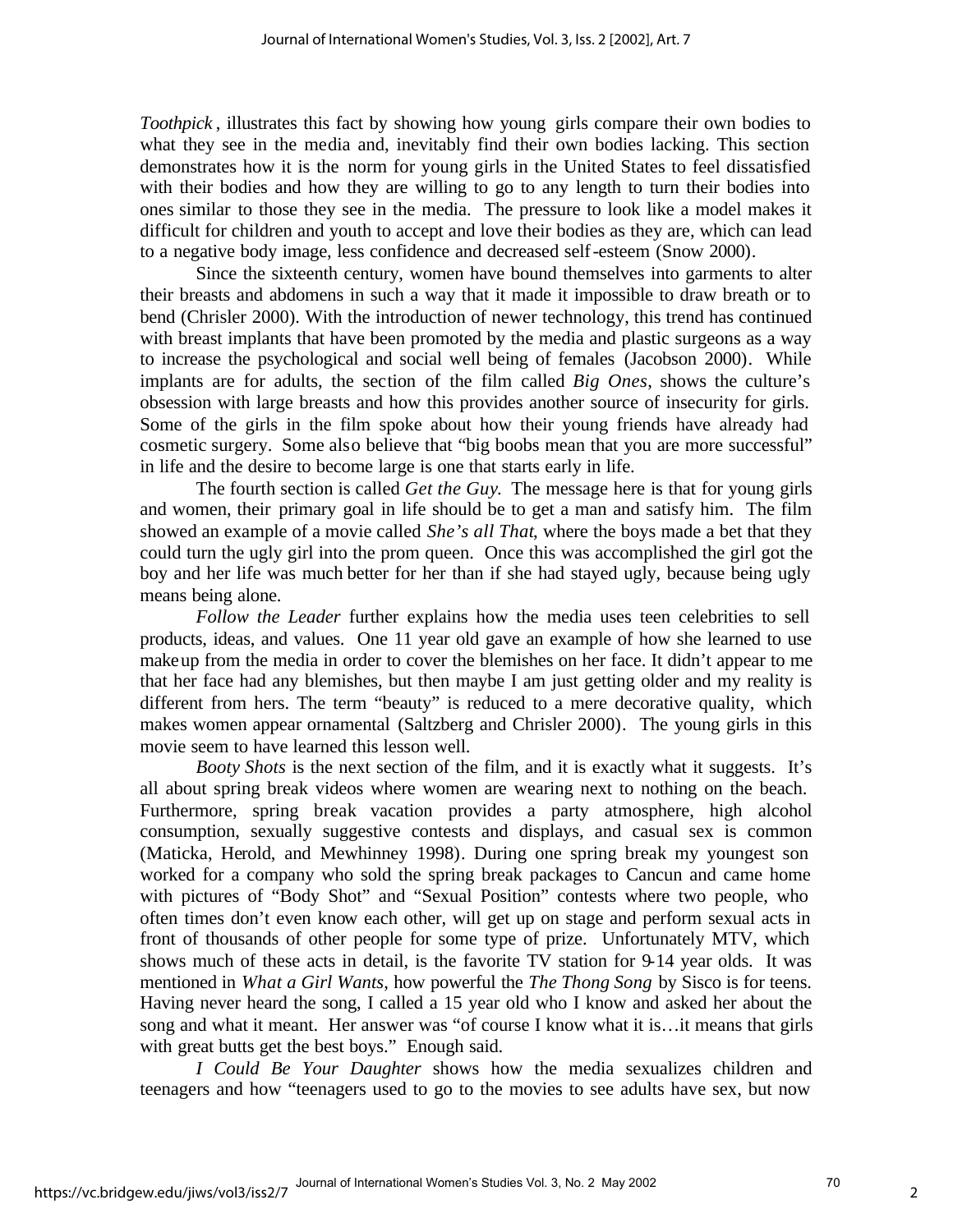*Toothpick*, illustrates this fact by showing how young girls compare their own bodies to what they see in the media and, inevitably find their own bodies lacking. This section demonstrates how it is the norm for young girls in the United States to feel dissatisfied with their bodies and how they are willing to go to any length to turn their bodies into ones similar to those they see in the media. The pressure to look like a model makes it difficult for children and youth to accept and love their bodies as they are, which can lead to a negative body image, less confidence and decreased self-esteem (Snow 2000).

Since the sixteenth century, women have bound themselves into garments to alter their breasts and abdomens in such a way that it made it impossible to draw breath or to bend (Chrisler 2000). With the introduction of newer technology, this trend has continued with breast implants that have been promoted by the media and plastic surgeons as a way to increase the psychological and social well being of females (Jacobson 2000). While implants are for adults, the section of the film called *Big Ones*, shows the culture's obsession with large breasts and how this provides another source of insecurity for girls. Some of the girls in the film spoke about how their young friends have already had cosmetic surgery. Some also believe that "big boobs mean that you are more successful" in life and the desire to become large is one that starts early in life.

The fourth section is called *Get the Guy*. The message here is that for young girls and women, their primary goal in life should be to get a man and satisfy him. The film showed an example of a movie called *She's all That*, where the boys made a bet that they could turn the ugly girl into the prom queen. Once this was accomplished the girl got the boy and her life was much better for her than if she had stayed ugly, because being ugly means being alone.

*Follow the Leader* further explains how the media uses teen celebrities to sell products, ideas, and values. One 11 year old gave an example of how she learned to use makeup from the media in order to cover the blemishes on her face. It didn't appear to me that her face had any blemishes, but then maybe I am just getting older and my reality is different from hers. The term "beauty" is reduced to a mere decorative quality, which makes women appear ornamental (Saltzberg and Chrisler 2000). The young girls in this movie seem to have learned this lesson well.

*Booty Shots* is the next section of the film, and it is exactly what it suggests. It's all about spring break videos where women are wearing next to nothing on the beach. Furthermore, spring break vacation provides a party atmosphere, high alcohol consumption, sexually suggestive contests and displays, and casual sex is common (Maticka, Herold, and Mewhinney 1998). During one spring break my youngest son worked for a company who sold the spring break packages to Cancun and came home with pictures of "Body Shot" and "Sexual Position" contests where two people, who often times don't even know each other, will get up on stage and perform sexual acts in front of thousands of other people for some type of prize. Unfortunately MTV, which shows much of these acts in detail, is the favorite TV station for 9-14 year olds. It was mentioned in *What a Girl Wants*, how powerful the *The Thong Song* by Sisco is for teens. Having never heard the song, I called a 15 year old who I know and asked her about the song and what it meant. Her answer was "of course I know what it is…it means that girls with great butts get the best boys." Enough said.

*I Could Be Your Daughter* shows how the media sexualizes children and teenagers and how "teenagers used to go to the movies to see adults have sex, but now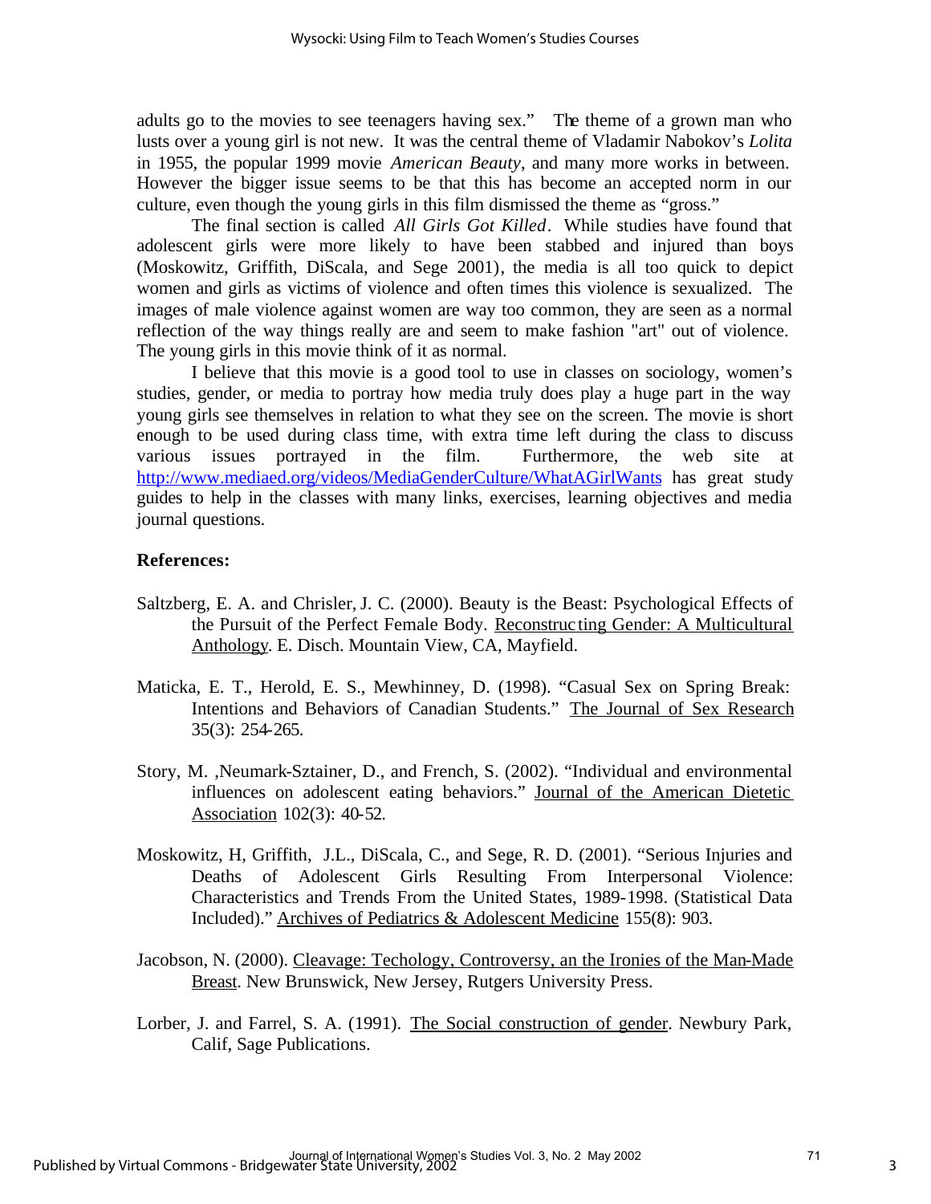adults go to the movies to see teenagers having sex." The theme of a grown man who lusts over a young girl is not new. It was the central theme of Vladamir Nabokov's *Lolita* in 1955, the popular 1999 movie *American Beauty*, and many more works in between. However the bigger issue seems to be that this has become an accepted norm in our culture, even though the young girls in this film dismissed the theme as "gross."

The final section is called *All Girls Got Killed*. While studies have found that adolescent girls were more likely to have been stabbed and injured than boys (Moskowitz, Griffith, DiScala, and Sege 2001), the media is all too quick to depict women and girls as victims of violence and often times this violence is sexualized. The images of male violence against women are way too common, they are seen as a normal reflection of the way things really are and seem to make fashion "art" out of violence. The young girls in this movie think of it as normal.

I believe that this movie is a good tool to use in classes on sociology, women's studies, gender, or media to portray how media truly does play a huge part in the way young girls see themselves in relation to what they see on the screen. The movie is short enough to be used during class time, with extra time left during the class to discuss various issues portrayed in the film. Furthermore, the web site at http://www.mediaed.org/videos/MediaGenderCulture/WhatAGirlWants has great study guides to help in the classes with many links, exercises, learning objectives and media journal questions.

**References:**

Saltzberg, E. A. and Chrisler, J. C. (2000). Beauty is the Beast: Psychological Effects of the Pursuit of the Perfect Female Body. Reconstructing Gender: A Multicultural Anthology. E. Disch. Mountain View, CA, Mayfield.

Maticka, E. T., Herold, E. S., Mewhinney, D. (1998). "Casual Sex on Spring Break: Intentions and Behaviors of Canadian Students." The Journal of Sex Research 35(3): 254-265.

Story, M. ,Neumark-Sztainer, D., and French, S. (2002). "Individual and environmental influences on adolescent eating behaviors." Journal of the American Dietetic Association 102(3): 40-52.

Moskowitz, H, Griffith, J.L., DiScala, C., and Sege, R. D. (2001). "Serious Injuries and Deaths of Adolescent Girls Resulting From Interpersonal Violence: Characteristics and Trends From the United States, 1989-1998. (Statistical Data Included)." Archives of Pediatrics & Adolescent Medicine 155(8): 903.

Jacobson, N. (2000). Cleavage: Techology, Controversy, an the Ironies of the Man-Made Breast. New Brunswick, New Jersey, Rutgers University Press.

Lorber, J. and Farrel, S. A. (1991). The Social construction of gender. Newbury Park, Calif, Sage Publications.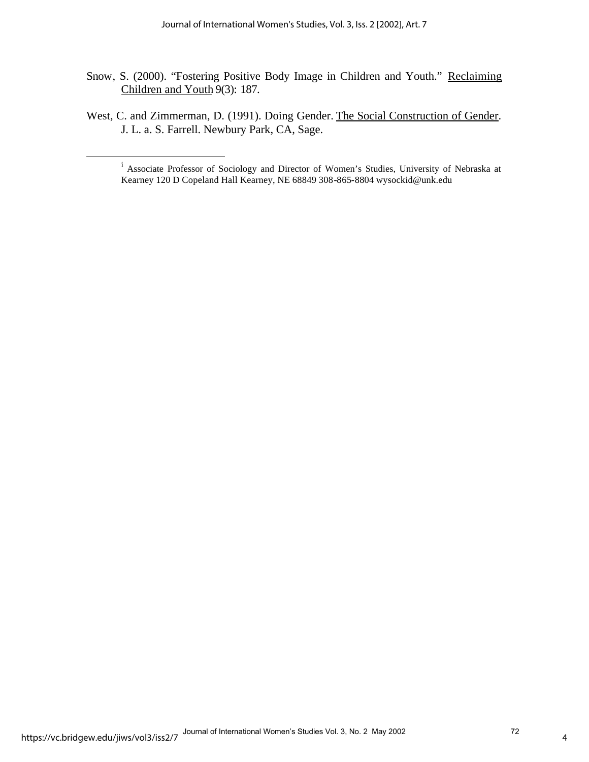Snow, S. (2000). "Fostering Positive Body Image in Children and Youth." Reclaiming Children and Youth 9(3): 187.

West, C. and Zimmerman, D. (1991). Doing Gender. The Social Construction of Gender. J. L. a. S. Farrell. Newbury Park, CA, Sage.

---

[i] Associate Professor of Sociology and Director of Women's Studies, University of Nebraska at Kearney 120 D Copeland Hall Kearney, NE 68849 308-865-8804 wysockid@unk.edu